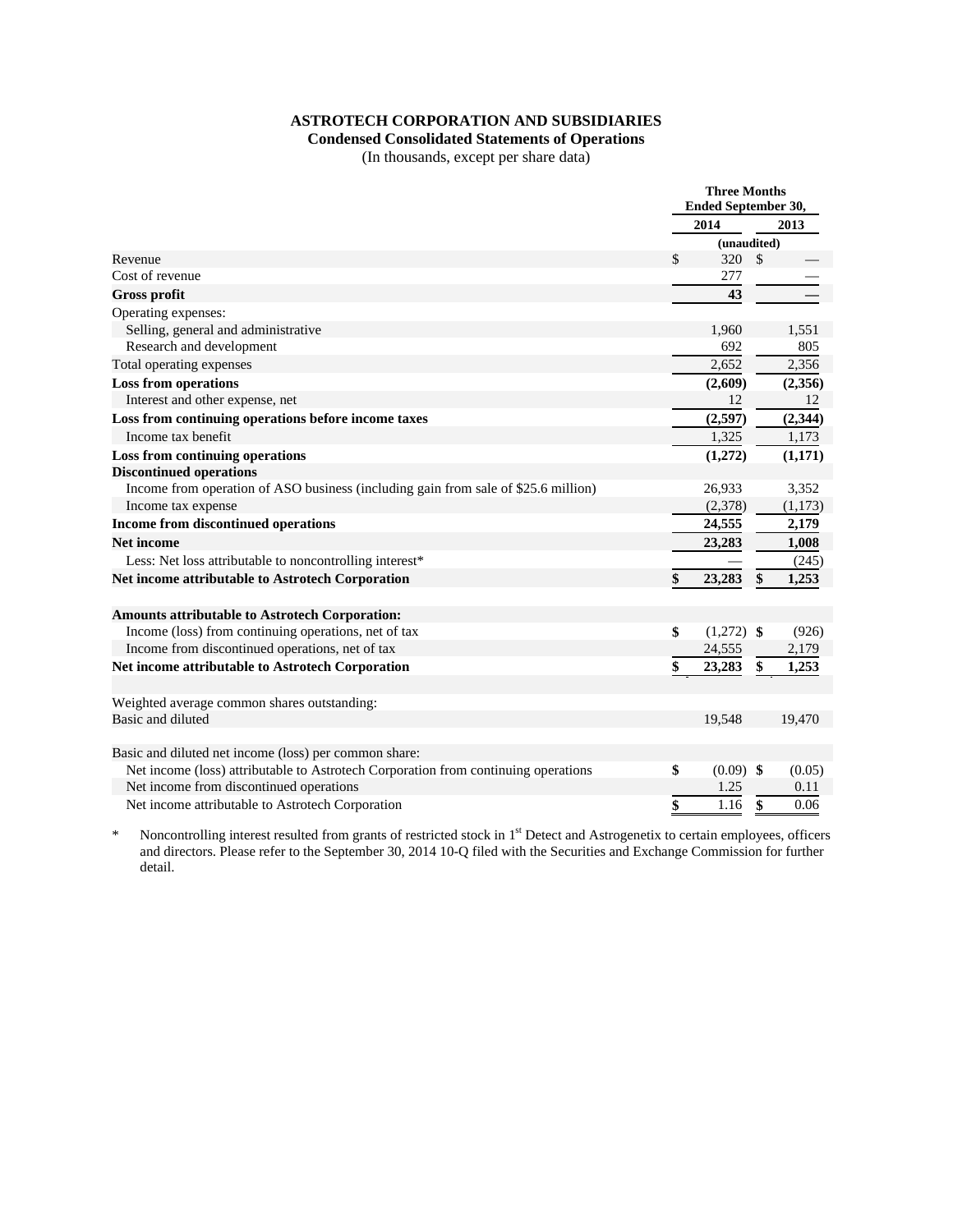# ASTROTECH CORPORATION AND SUBSIDIARIES

## Condensed Consolidated Statements of Operations

(In thousands, except per share data)

| | Three Months Ended September 30, | |
|---|---|---|
| | 2014 | 2013 |
| | (unaudited) | |
| Revenue | $ 320 | $ — |
| Cost of revenue | 277 | — |
| **Gross profit** | **43** | **—** |
| Operating expenses: | | |
| Selling, general and administrative | 1,960 | 1,551 |
| Research and development | 692 | 805 |
| Total operating expenses | 2,652 | 2,356 |
| **Loss from operations** | **(2,609)** | **(2,356)** |
| Interest and other expense, net | 12 | 12 |
| **Loss from continuing operations before income taxes** | **(2,597)** | **(2,344)** |
| Income tax benefit | 1,325 | 1,173 |
| **Loss from continuing operations** | **(1,272)** | **(1,171)** |
| **Discontinued operations** | | |
| Income from operation of ASO business (including gain from sale of $25.6 million) | 26,933 | 3,352 |
| Income tax expense | (2,378) | (1,173) |
| **Income from discontinued operations** | **24,555** | **2,179** |
| **Net income** | **23,283** | **1,008** |
| Less: Net loss attributable to noncontrolling interest* | — | (245) |
| **Net income attributable to Astrotech Corporation** | **$ 23,283** | **$ 1,253** |
| | | |
| **Amounts attributable to Astrotech Corporation:** | | |
| Income (loss) from continuing operations, net of tax | $ (1,272) | $ (926) |
| Income from discontinued operations, net of tax | 24,555 | 2,179 |
| **Net income attributable to Astrotech Corporation** | **$ 23,283** | **$ 1,253** |
| | | |
| Weighted average common shares outstanding: | | |
| Basic and diluted | 19,548 | 19,470 |
| | | |
| Basic and diluted net income (loss) per common share: | | |
| Net income (loss) attributable to Astrotech Corporation from continuing operations | $ (0.09) | $ (0.05) |
| Net income from discontinued operations | 1.25 | 0.11 |
| Net income attributable to Astrotech Corporation | $ 1.16 | $ 0.06 |

\* Noncontrolling interest resulted from grants of restricted stock in 1st Detect and Astrogenetix to certain employees, officers and directors. Please refer to the September 30, 2014 10-Q filed with the Securities and Exchange Commission for further detail.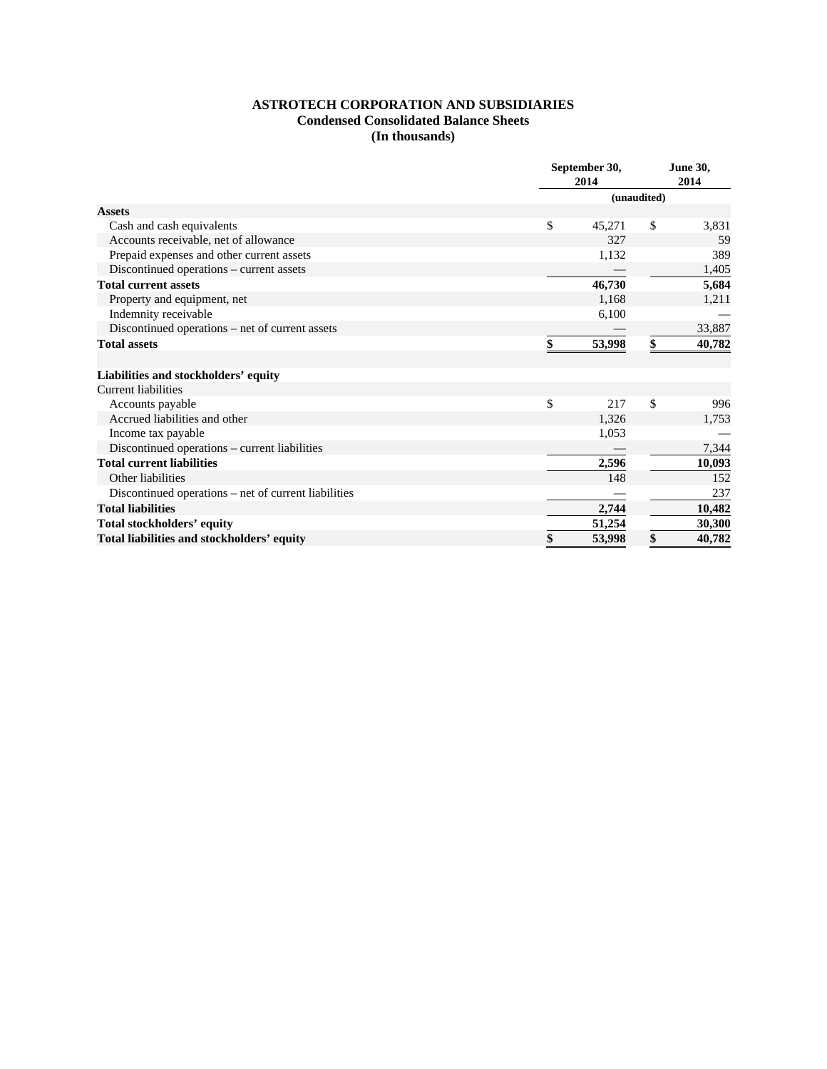**ASTROTECH CORPORATION AND SUBSIDIARIES**
**Condensed Consolidated Balance Sheets**
**(In thousands)**

| | September 30, 2014 | June 30, 2014 |
|---|---|---|
| | (unaudited) | |
| **Assets** | | |
| Cash and cash equivalents | $ 45,271 | $ 3,831 |
| Accounts receivable, net of allowance | 327 | 59 |
| Prepaid expenses and other current assets | 1,132 | 389 |
| Discontinued operations – current assets | — | 1,405 |
| **Total current assets** | **46,730** | **5,684** |
| Property and equipment, net | 1,168 | 1,211 |
| Indemnity receivable | 6,100 | — |
| Discontinued operations – net of current assets | — | 33,887 |
| **Total assets** | **$ 53,998** | **$ 40,782** |
| | | |
| **Liabilities and stockholders' equity** | | |
| Current liabilities | | |
| Accounts payable | $ 217 | $ 996 |
| Accrued liabilities and other | 1,326 | 1,753 |
| Income tax payable | 1,053 | — |
| Discontinued operations – current liabilities | — | 7,344 |
| **Total current liabilities** | **2,596** | **10,093** |
| Other liabilities | 148 | 152 |
| Discontinued operations – net of current liabilities | — | 237 |
| **Total liabilities** | **2,744** | **10,482** |
| **Total stockholders' equity** | **51,254** | **30,300** |
| **Total liabilities and stockholders' equity** | **$ 53,998** | **$ 40,782** |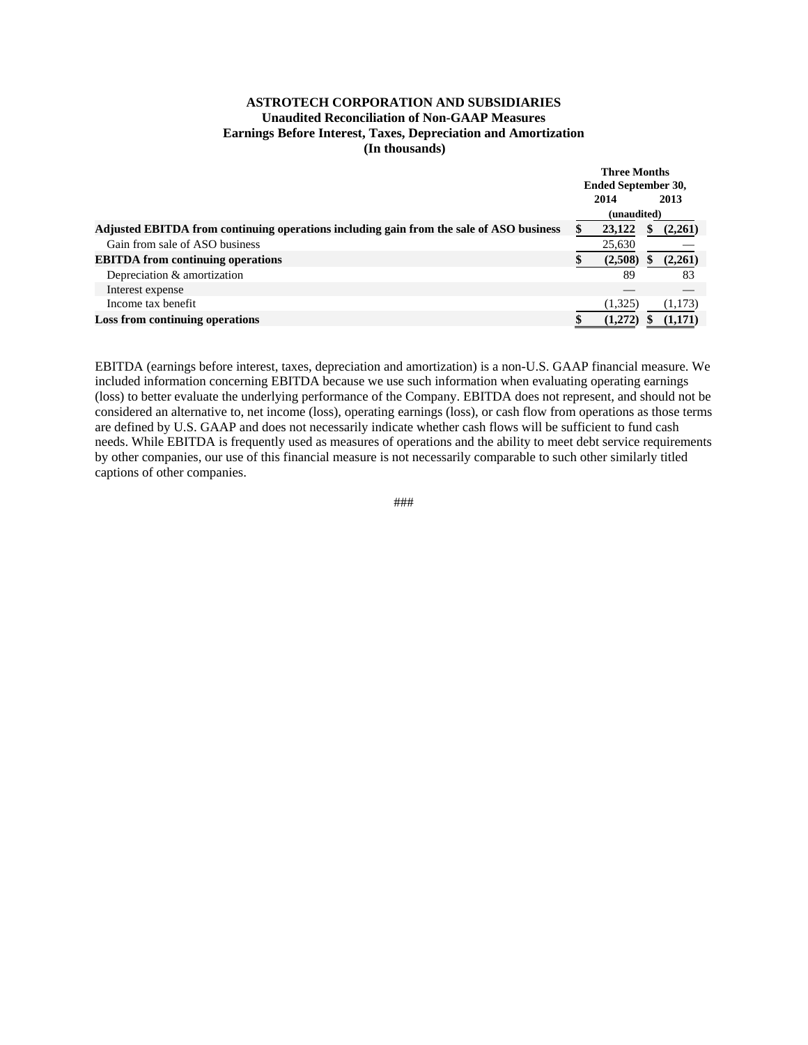**ASTROTECH CORPORATION AND SUBSIDIARIES**
**Unaudited Reconciliation of Non-GAAP Measures**
**Earnings Before Interest, Taxes, Depreciation and Amortization**
**(In thousands)**

| | Three Months Ended September 30, | |
|---|---|---|
| | 2014 | 2013 |
| | (unaudited) | |
| **Adjusted EBITDA from continuing operations including gain from the sale of ASO business** | **$ 23,122** | **$ (2,261)** |
| Gain from sale of ASO business | 25,630 | — |
| **EBITDA from continuing operations** | **$ (2,508)** | **$ (2,261)** |
| Depreciation & amortization | 89 | 83 |
| Interest expense | — | — |
| Income tax benefit | (1,325) | (1,173) |
| **Loss from continuing operations** | **$ (1,272)** | **$ (1,171)** |

EBITDA (earnings before interest, taxes, depreciation and amortization) is a non-U.S. GAAP financial measure. We included information concerning EBITDA because we use such information when evaluating operating earnings (loss) to better evaluate the underlying performance of the Company. EBITDA does not represent, and should not be considered an alternative to, net income (loss), operating earnings (loss), or cash flow from operations as those terms are defined by U.S. GAAP and does not necessarily indicate whether cash flows will be sufficient to fund cash needs. While EBITDA is frequently used as measures of operations and the ability to meet debt service requirements by other companies, our use of this financial measure is not necessarily comparable to such other similarly titled captions of other companies.

###